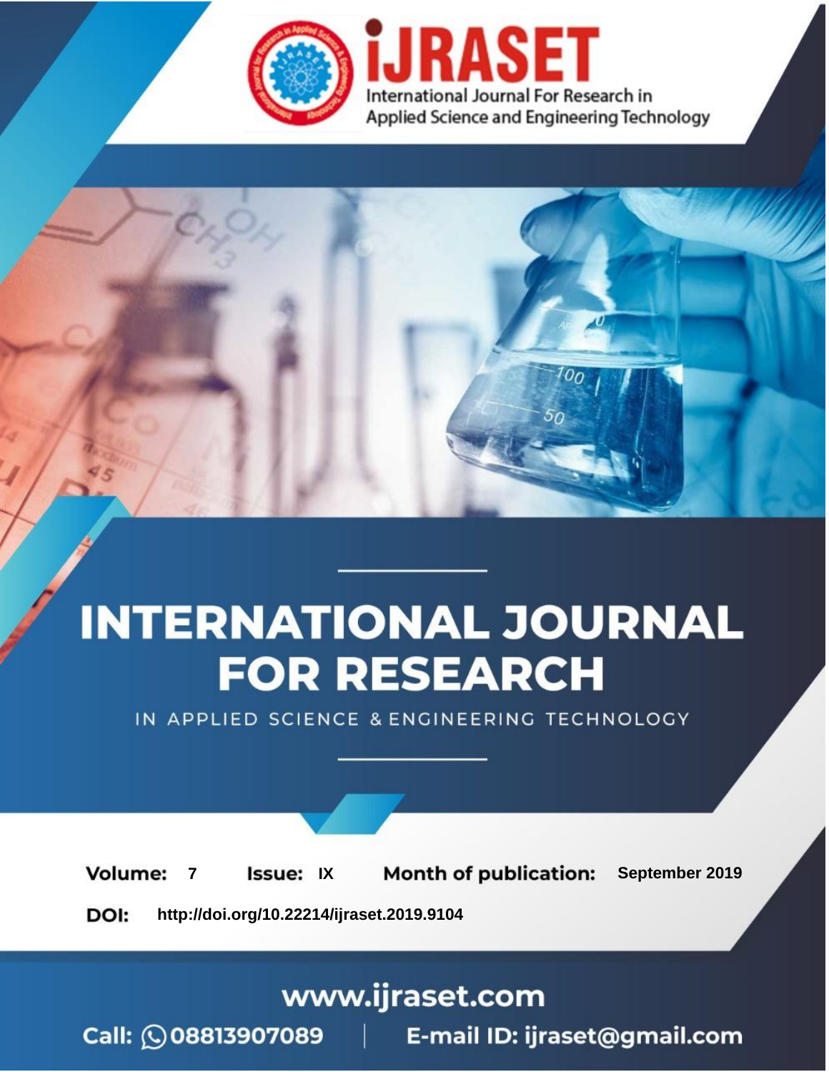iJRASET

International Journal For Research in Applied Science and Engineering Technology

# INTERNATIONAL JOURNAL FOR RESEARCH

IN APPLIED SCIENCE & ENGINEERING TECHNOLOGY

**Volume:** 7 **Issue:** IX **Month of publication:** September 2019

**DOI:** http://doi.org/10.22214/ijraset.2019.9104

www.ijraset.com

Call: 08813907089 | E-mail ID: ijraset@gmail.com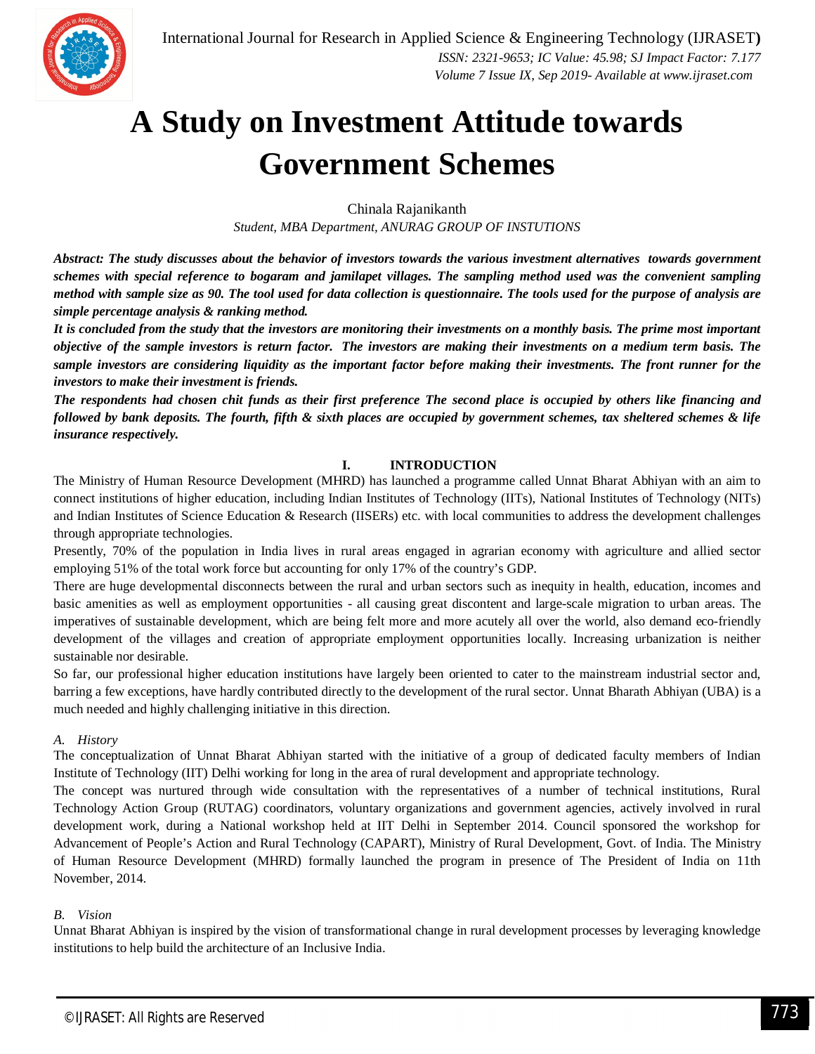# A Study on Investment Attitude towards Government Schemes

Chinala Rajanikanth

*Student, MBA Department, ANURAG GROUP OF INSTUTIONS*

***Abstract: The study discusses about the behavior of investors towards the various investment alternatives towards government schemes with special reference to bogaram and jamilapet villages. The sampling method used was the convenient sampling method with sample size as 90. The tool used for data collection is questionnaire. The tools used for the purpose of analysis are simple percentage analysis & ranking method.***

***It is concluded from the study that the investors are monitoring their investments on a monthly basis. The prime most important objective of the sample investors is return factor. The investors are making their investments on a medium term basis. The sample investors are considering liquidity as the important factor before making their investments. The front runner for the investors to make their investment is friends.***

***The respondents had chosen chit funds as their first preference The second place is occupied by others like financing and followed by bank deposits. The fourth, fifth & sixth places are occupied by government schemes, tax sheltered schemes & life insurance respectively.***

## I. INTRODUCTION

The Ministry of Human Resource Development (MHRD) has launched a programme called Unnat Bharat Abhiyan with an aim to connect institutions of higher education, including Indian Institutes of Technology (IITs), National Institutes of Technology (NITs) and Indian Institutes of Science Education & Research (IISERs) etc. with local communities to address the development challenges through appropriate technologies.

Presently, 70% of the population in India lives in rural areas engaged in agrarian economy with agriculture and allied sector employing 51% of the total work force but accounting for only 17% of the country's GDP.

There are huge developmental disconnects between the rural and urban sectors such as inequity in health, education, incomes and basic amenities as well as employment opportunities - all causing great discontent and large-scale migration to urban areas. The imperatives of sustainable development, which are being felt more and more acutely all over the world, also demand eco-friendly development of the villages and creation of appropriate employment opportunities locally. Increasing urbanization is neither sustainable nor desirable.

So far, our professional higher education institutions have largely been oriented to cater to the mainstream industrial sector and, barring a few exceptions, have hardly contributed directly to the development of the rural sector. Unnat Bharath Abhiyan (UBA) is a much needed and highly challenging initiative in this direction.

### A. History

The conceptualization of Unnat Bharat Abhiyan started with the initiative of a group of dedicated faculty members of Indian Institute of Technology (IIT) Delhi working for long in the area of rural development and appropriate technology.

The concept was nurtured through wide consultation with the representatives of a number of technical institutions, Rural Technology Action Group (RUTAG) coordinators, voluntary organizations and government agencies, actively involved in rural development work, during a National workshop held at IIT Delhi in September 2014. Council sponsored the workshop for Advancement of People's Action and Rural Technology (CAPART), Ministry of Rural Development, Govt. of India. The Ministry of Human Resource Development (MHRD) formally launched the program in presence of The President of India on 11th November, 2014.

### B. Vision

Unnat Bharat Abhiyan is inspired by the vision of transformational change in rural development processes by leveraging knowledge institutions to help build the architecture of an Inclusive India.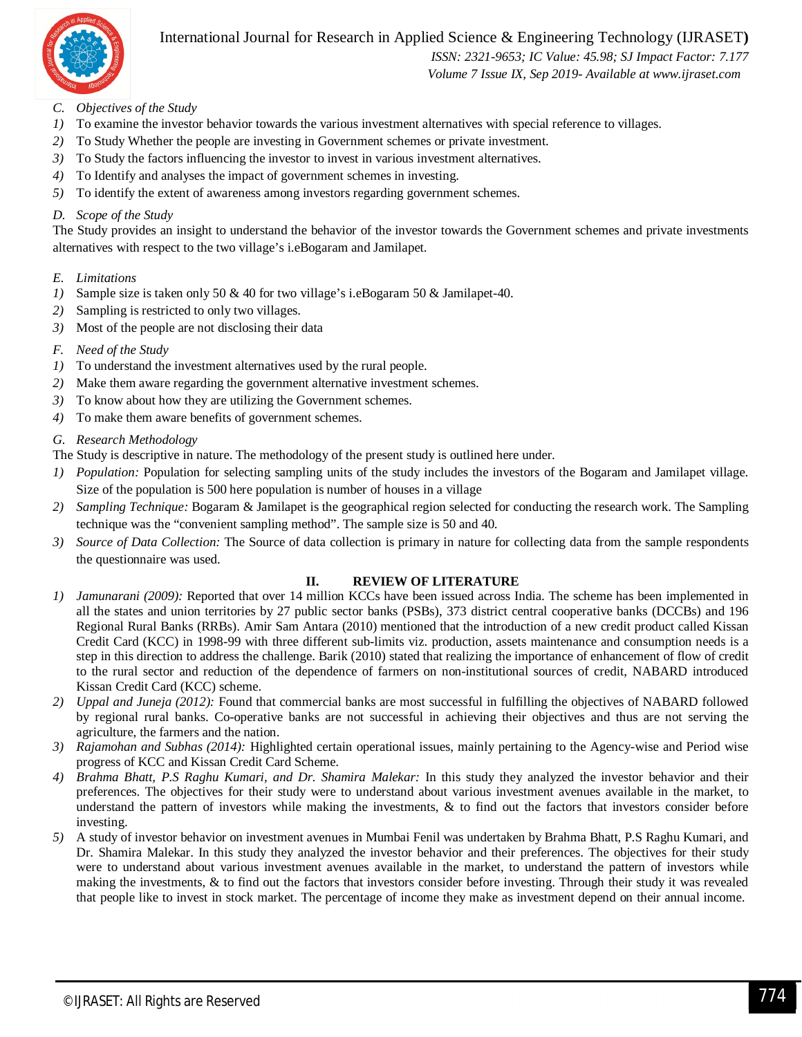### C. Objectives of the Study

1) To examine the investor behavior towards the various investment alternatives with special reference to villages.
2) To Study Whether the people are investing in Government schemes or private investment.
3) To Study the factors influencing the investor to invest in various investment alternatives.
4) To Identify and analyses the impact of government schemes in investing.
5) To identify the extent of awareness among investors regarding government schemes.

### D. Scope of the Study

The Study provides an insight to understand the behavior of the investor towards the Government schemes and private investments alternatives with respect to the two village's i.eBogaram and Jamilapet.

### E. Limitations

1) Sample size is taken only 50 & 40 for two village's i.eBogaram 50 & Jamilapet-40.
2) Sampling is restricted to only two villages.
3) Most of the people are not disclosing their data

### F. Need of the Study

1) To understand the investment alternatives used by the rural people.
2) Make them aware regarding the government alternative investment schemes.
3) To know about how they are utilizing the Government schemes.
4) To make them aware benefits of government schemes.

### G. Research Methodology

The Study is descriptive in nature. The methodology of the present study is outlined here under.

1) *Population:* Population for selecting sampling units of the study includes the investors of the Bogaram and Jamilapet village. Size of the population is 500 here population is number of houses in a village
2) *Sampling Technique:* Bogaram & Jamilapet is the geographical region selected for conducting the research work. The Sampling technique was the "convenient sampling method". The sample size is 50 and 40.
3) *Source of Data Collection:* The Source of data collection is primary in nature for collecting data from the sample respondents the questionnaire was used.

## II. REVIEW OF LITERATURE

1) *Jamunarani (2009):* Reported that over 14 million KCCs have been issued across India. The scheme has been implemented in all the states and union territories by 27 public sector banks (PSBs), 373 district central cooperative banks (DCCBs) and 196 Regional Rural Banks (RRBs). Amir Sam Antara (2010) mentioned that the introduction of a new credit product called Kissan Credit Card (KCC) in 1998-99 with three different sub-limits viz. production, assets maintenance and consumption needs is a step in this direction to address the challenge. Barik (2010) stated that realizing the importance of enhancement of flow of credit to the rural sector and reduction of the dependence of farmers on non-institutional sources of credit, NABARD introduced Kissan Credit Card (KCC) scheme.
2) *Uppal and Juneja (2012):* Found that commercial banks are most successful in fulfilling the objectives of NABARD followed by regional rural banks. Co-operative banks are not successful in achieving their objectives and thus are not serving the agriculture, the farmers and the nation.
3) *Rajamohan and Subhas (2014):* Highlighted certain operational issues, mainly pertaining to the Agency-wise and Period wise progress of KCC and Kissan Credit Card Scheme.
4) *Brahma Bhatt, P.S Raghu Kumari, and Dr. Shamira Malekar:* In this study they analyzed the investor behavior and their preferences. The objectives for their study were to understand about various investment avenues available in the market, to understand the pattern of investors while making the investments, & to find out the factors that investors consider before investing.
5) A study of investor behavior on investment avenues in Mumbai Fenil was undertaken by Brahma Bhatt, P.S Raghu Kumari, and Dr. Shamira Malekar. In this study they analyzed the investor behavior and their preferences. The objectives for their study were to understand about various investment avenues available in the market, to understand the pattern of investors while making the investments, & to find out the factors that investors consider before investing. Through their study it was revealed that people like to invest in stock market. The percentage of income they make as investment depend on their annual income.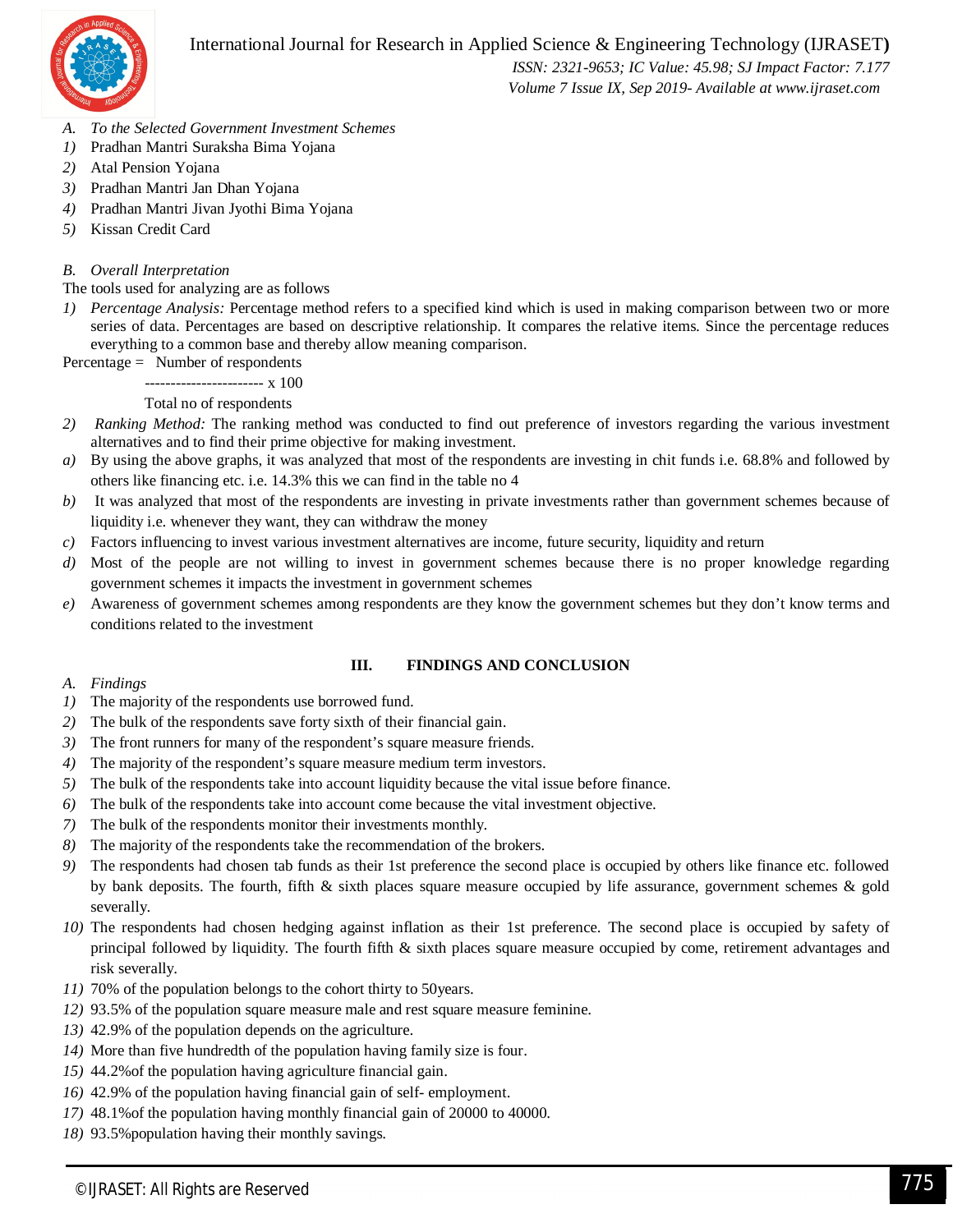### A. *To the Selected Government Investment Schemes*

1) Pradhan Mantri Suraksha Bima Yojana
2) Atal Pension Yojana
3) Pradhan Mantri Jan Dhan Yojana
4) Pradhan Mantri Jivan Jyothi Bima Yojana
5) Kissan Credit Card

### B. *Overall Interpretation*

The tools used for analyzing are as follows

1) *Percentage Analysis:* Percentage method refers to a specified kind which is used in making comparison between two or more series of data. Percentages are based on descriptive relationship. It compares the relative items. Since the percentage reduces everything to a common base and thereby allow meaning comparison.

$$\text{Percentage} = \frac{\text{Number of respondents}}{\text{Total no of respondents}} \times 100$$

2) *Ranking Method:* The ranking method was conducted to find out preference of investors regarding the various investment alternatives and to find their prime objective for making investment.

a) By using the above graphs, it was analyzed that most of the respondents are investing in chit funds i.e. 68.8% and followed by others like financing etc. i.e. 14.3% this we can find in the table no 4
b) It was analyzed that most of the respondents are investing in private investments rather than government schemes because of liquidity i.e. whenever they want, they can withdraw the money
c) Factors influencing to invest various investment alternatives are income, future security, liquidity and return
d) Most of the people are not willing to invest in government schemes because there is no proper knowledge regarding government schemes it impacts the investment in government schemes
e) Awareness of government schemes among respondents are they know the government schemes but they don't know terms and conditions related to the investment

## III. FINDINGS AND CONCLUSION

### A. *Findings*

1) The majority of the respondents use borrowed fund.
2) The bulk of the respondents save forty sixth of their financial gain.
3) The front runners for many of the respondent's square measure friends.
4) The majority of the respondent's square measure medium term investors.
5) The bulk of the respondents take into account liquidity because the vital issue before finance.
6) The bulk of the respondents take into account come because the vital investment objective.
7) The bulk of the respondents monitor their investments monthly.
8) The majority of the respondents take the recommendation of the brokers.
9) The respondents had chosen tab funds as their 1st preference the second place is occupied by others like finance etc. followed by bank deposits. The fourth, fifth & sixth places square measure occupied by life assurance, government schemes & gold severally.
10) The respondents had chosen hedging against inflation as their 1st preference. The second place is occupied by safety of principal followed by liquidity. The fourth fifth & sixth places square measure occupied by come, retirement advantages and risk severally.
11) 70% of the population belongs to the cohort thirty to 50years.
12) 93.5% of the population square measure male and rest square measure feminine.
13) 42.9% of the population depends on the agriculture.
14) More than five hundredth of the population having family size is four.
15) 44.2%of the population having agriculture financial gain.
16) 42.9% of the population having financial gain of self- employment.
17) 48.1%of the population having monthly financial gain of 20000 to 40000.
18) 93.5%population having their monthly savings.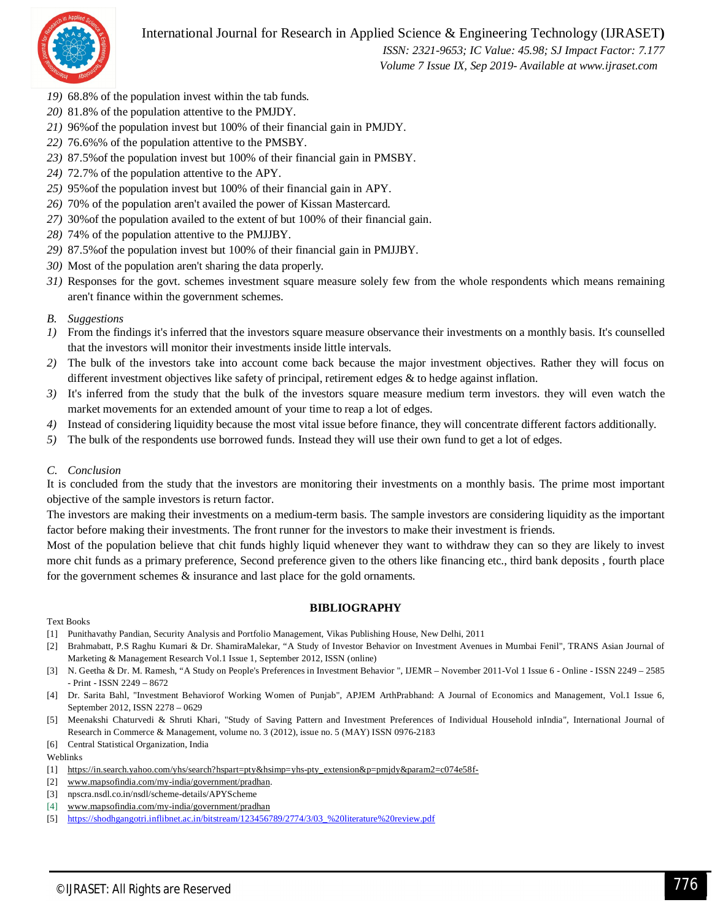19) 68.8% of the population invest within the tab funds.
20) 81.8% of the population attentive to the PMJDY.
21) 96%of the population invest but 100% of their financial gain in PMJDY.
22) 76.6%% of the population attentive to the PMSBY.
23) 87.5%of the population invest but 100% of their financial gain in PMSBY.
24) 72.7% of the population attentive to the APY.
25) 95%of the population invest but 100% of their financial gain in APY.
26) 70% of the population aren't availed the power of Kissan Mastercard.
27) 30%of the population availed to the extent of but 100% of their financial gain.
28) 74% of the population attentive to the PMJJBY.
29) 87.5%of the population invest but 100% of their financial gain in PMJJBY.
30) Most of the population aren't sharing the data properly.
31) Responses for the govt. schemes investment square measure solely few from the whole respondents which means remaining aren't finance within the government schemes.

### B. *Suggestions*

1) From the findings it's inferred that the investors square measure observance their investments on a monthly basis. It's counselled that the investors will monitor their investments inside little intervals.
2) The bulk of the investors take into account come back because the major investment objectives. Rather they will focus on different investment objectives like safety of principal, retirement edges & to hedge against inflation.
3) It's inferred from the study that the bulk of the investors square measure medium term investors. they will even watch the market movements for an extended amount of your time to reap a lot of edges.
4) Instead of considering liquidity because the most vital issue before finance, they will concentrate different factors additionally.
5) The bulk of the respondents use borrowed funds. Instead they will use their own fund to get a lot of edges.

### C. *Conclusion*

It is concluded from the study that the investors are monitoring their investments on a monthly basis. The prime most important objective of the sample investors is return factor.

The investors are making their investments on a medium-term basis. The sample investors are considering liquidity as the important factor before making their investments. The front runner for the investors to make their investment is friends.

Most of the population believe that chit funds highly liquid whenever they want to withdraw they can so they are likely to invest more chit funds as a primary preference, Second preference given to the others like financing etc., third bank deposits , fourth place for the government schemes & insurance and last place for the gold ornaments.

## BIBLIOGRAPHY

Text Books

[1] Punithavathy Pandian, Security Analysis and Portfolio Management, Vikas Publishing House, New Delhi, 2011
[2] Brahmabatt, P.S Raghu Kumari & Dr. ShamiraMalekar, "A Study of Investor Behavior on Investment Avenues in Mumbai Fenil", TRANS Asian Journal of Marketing & Management Research Vol.1 Issue 1, September 2012, ISSN (online)
[3] N. Geetha & Dr. M. Ramesh, "A Study on People's Preferences in Investment Behavior ", IJEMR – November 2011-Vol 1 Issue 6 - Online - ISSN 2249 – 2585 - Print - ISSN 2249 – 8672
[4] Dr. Sarita Bahl, "Investment Behaviorof Working Women of Punjab", APJEM ArthPrabhand: A Journal of Economics and Management, Vol.1 Issue 6, September 2012, ISSN 2278 – 0629
[5] Meenakshi Chaturvedi & Shruti Khari, "Study of Saving Pattern and Investment Preferences of Individual Household inIndia", International Journal of Research in Commerce & Management, volume no. 3 (2012), issue no. 5 (MAY) ISSN 0976-2183
[6] Central Statistical Organization, India

Weblinks

[1] https://in.search.yahoo.com/yhs/search?hspart=pty&hsimp=yhs-pty_extension&p=pmjdy&param2=c074e58f-
[2] www.mapsofindia.com/my-india/government/pradhan.
[3] npscra.nsdl.co.in/nsdl/scheme-details/APYScheme
[4] www.mapsofindia.com/my-india/government/pradhan
[5] https://shodhgangotri.inflibnet.ac.in/bitstream/123456789/2774/3/03_%20literature%20review.pdf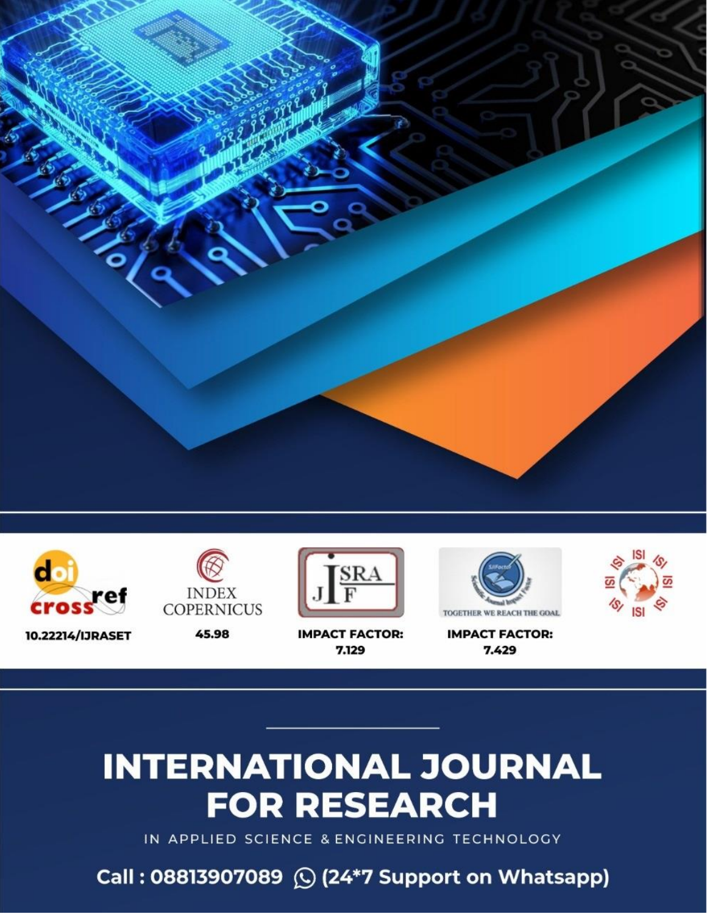10.22214/IJRASET

INDEX COPERNICUS

45.98

IMPACT FACTOR: 7.129

TOGETHER WE REACH THE GOAL

IMPACT FACTOR: 7.429

# INTERNATIONAL JOURNAL FOR RESEARCH

IN APPLIED SCIENCE & ENGINEERING TECHNOLOGY

Call : 08813907089 (24*7 Support on Whatsapp)